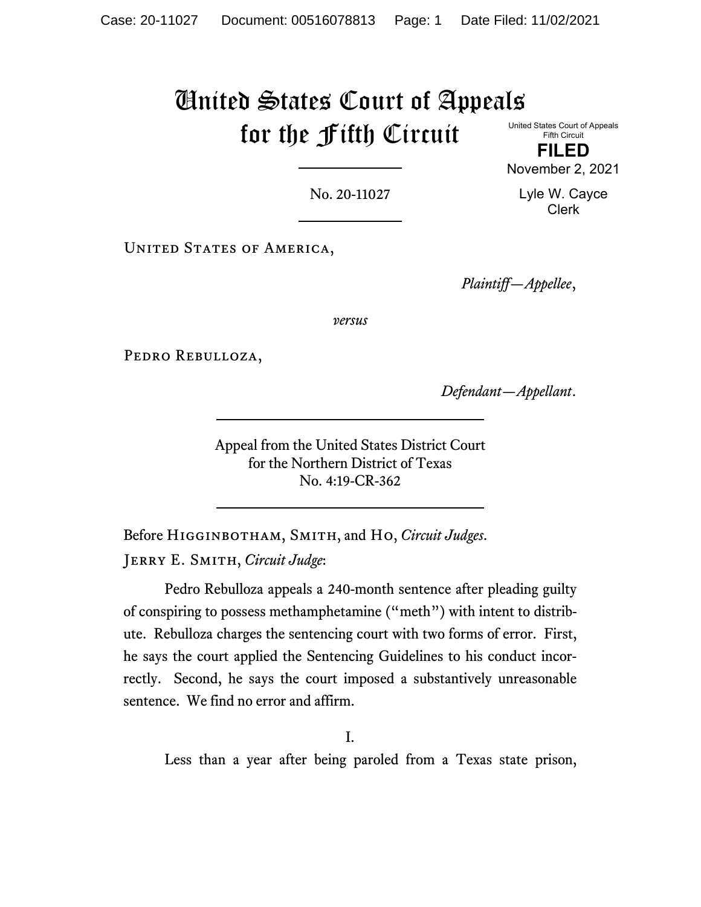# United States Court of Appeals for the Fifth Circuit

United States Court of Appeals
Fifth Circuit

**FILED**

November 2, 2021

Lyle W. Cayce
Clerk

No. 20-11027

United States of America,

*Plaintiff—Appellee*,

*versus*

Pedro Rebulloza,

*Defendant—Appellant*.

Appeal from the United States District Court
for the Northern District of Texas
No. 4:19-CR-362

Before Higginbotham, Smith, and Ho, *Circuit Judges*.

Jerry E. Smith, *Circuit Judge*:

Pedro Rebulloza appeals a 240-month sentence after pleading guilty of conspiring to possess methamphetamine ("meth") with intent to distribute. Rebulloza charges the sentencing court with two forms of error. First, he says the court applied the Sentencing Guidelines to his conduct incorrectly. Second, he says the court imposed a substantively unreasonable sentence. We find no error and affirm.

## I.

Less than a year after being paroled from a Texas state prison,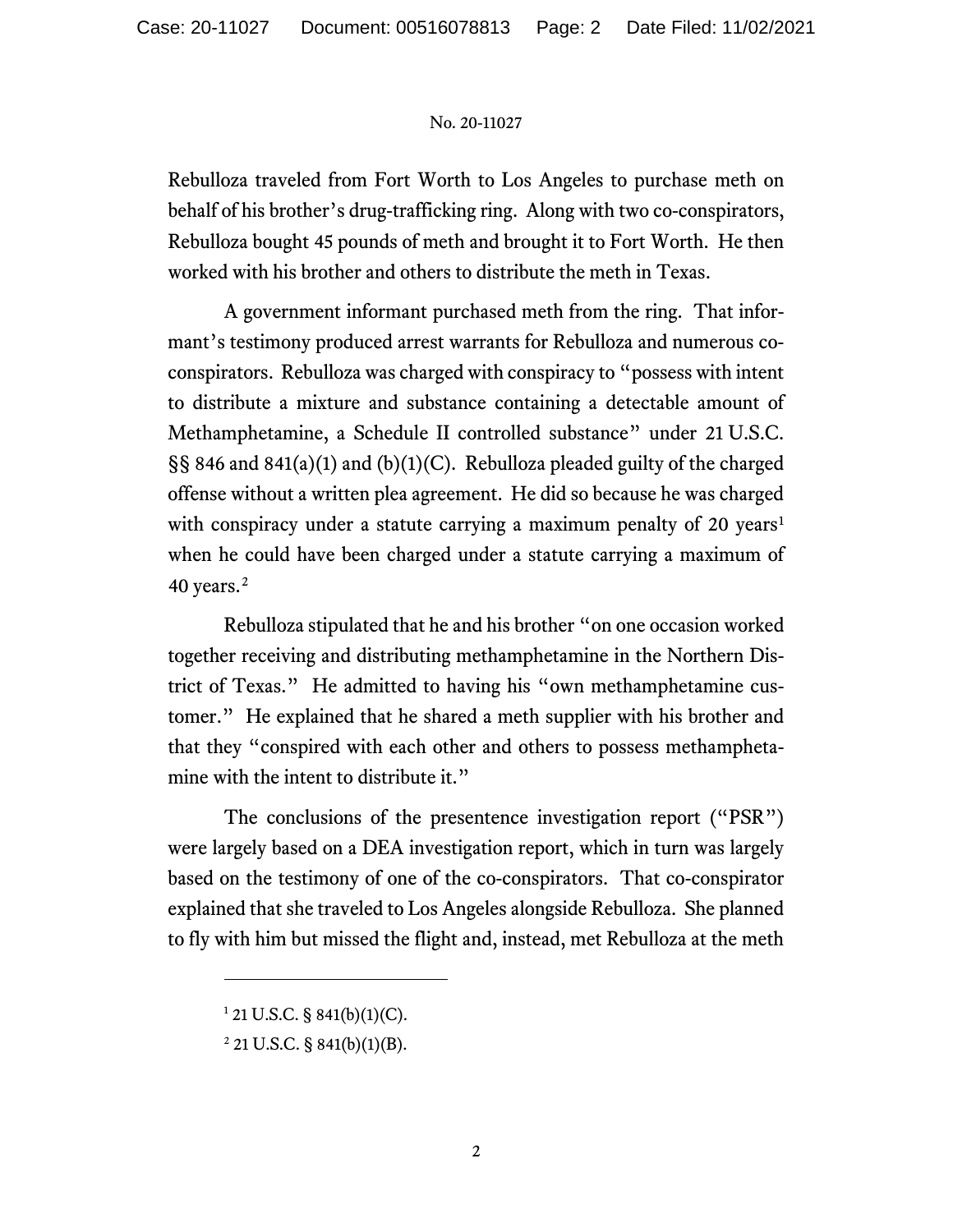Rebulloza traveled from Fort Worth to Los Angeles to purchase meth on behalf of his brother's drug-trafficking ring. Along with two co-conspirators, Rebulloza bought 45 pounds of meth and brought it to Fort Worth. He then worked with his brother and others to distribute the meth in Texas.

A government informant purchased meth from the ring. That informant's testimony produced arrest warrants for Rebulloza and numerous co-conspirators. Rebulloza was charged with conspiracy to "possess with intent to distribute a mixture and substance containing a detectable amount of Methamphetamine, a Schedule II controlled substance" under 21 U.S.C. §§ 846 and 841(a)(1) and (b)(1)(C). Rebulloza pleaded guilty of the charged offense without a written plea agreement. He did so because he was charged with conspiracy under a statute carrying a maximum penalty of 20 years[1] when he could have been charged under a statute carrying a maximum of 40 years.[2]

Rebulloza stipulated that he and his brother "on one occasion worked together receiving and distributing methamphetamine in the Northern District of Texas." He admitted to having his "own methamphetamine customer." He explained that he shared a meth supplier with his brother and that they "conspired with each other and others to possess methamphetamine with the intent to distribute it."

The conclusions of the presentence investigation report ("PSR") were largely based on a DEA investigation report, which in turn was largely based on the testimony of one of the co-conspirators. That co-conspirator explained that she traveled to Los Angeles alongside Rebulloza. She planned to fly with him but missed the flight and, instead, met Rebulloza at the meth

---

[1] 21 U.S.C. § 841(b)(1)(C).

[2] 21 U.S.C. § 841(b)(1)(B).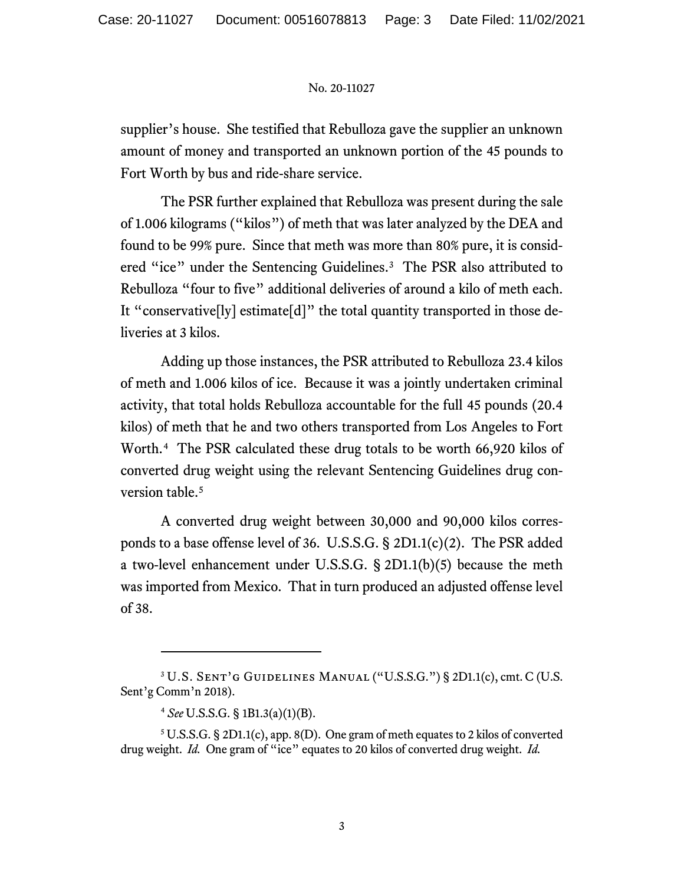supplier's house. She testified that Rebulloza gave the supplier an unknown amount of money and transported an unknown portion of the 45 pounds to Fort Worth by bus and ride-share service.

The PSR further explained that Rebulloza was present during the sale of 1.006 kilograms ("kilos") of meth that was later analyzed by the DEA and found to be 99% pure. Since that meth was more than 80% pure, it is considered "ice" under the Sentencing Guidelines.[3] The PSR also attributed to Rebulloza "four to five" additional deliveries of around a kilo of meth each. It "conservative[ly] estimate[d]" the total quantity transported in those deliveries at 3 kilos.

Adding up those instances, the PSR attributed to Rebulloza 23.4 kilos of meth and 1.006 kilos of ice. Because it was a jointly undertaken criminal activity, that total holds Rebulloza accountable for the full 45 pounds (20.4 kilos) of meth that he and two others transported from Los Angeles to Fort Worth.[4] The PSR calculated these drug totals to be worth 66,920 kilos of converted drug weight using the relevant Sentencing Guidelines drug conversion table.[5]

A converted drug weight between 30,000 and 90,000 kilos corresponds to a base offense level of 36. U.S.S.G. § 2D1.1(c)(2). The PSR added a two-level enhancement under U.S.S.G. § 2D1.1(b)(5) because the meth was imported from Mexico. That in turn produced an adjusted offense level of 38.

---

[3] U.S. Sent'g Guidelines Manual ("U.S.S.G.") § 2D1.1(c), cmt. C (U.S. Sent'g Comm'n 2018).

[4] *See* U.S.S.G. § 1B1.3(a)(1)(B).

[5] U.S.S.G. § 2D1.1(c), app. 8(D). One gram of meth equates to 2 kilos of converted drug weight. *Id.* One gram of "ice" equates to 20 kilos of converted drug weight. *Id.*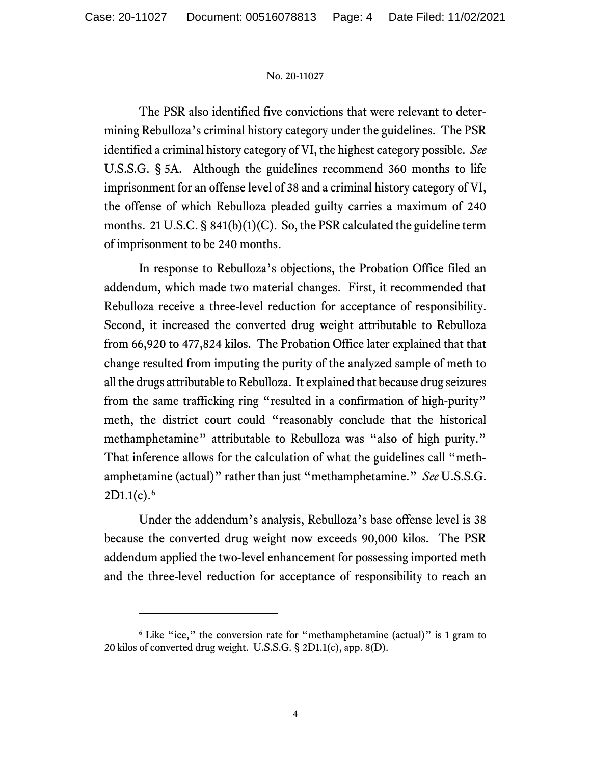The PSR also identified five convictions that were relevant to determining Rebulloza's criminal history category under the guidelines. The PSR identified a criminal history category of VI, the highest category possible. *See* U.S.S.G. § 5A. Although the guidelines recommend 360 months to life imprisonment for an offense level of 38 and a criminal history category of VI, the offense of which Rebulloza pleaded guilty carries a maximum of 240 months. 21 U.S.C. § 841(b)(1)(C). So, the PSR calculated the guideline term of imprisonment to be 240 months.

In response to Rebulloza's objections, the Probation Office filed an addendum, which made two material changes. First, it recommended that Rebulloza receive a three-level reduction for acceptance of responsibility. Second, it increased the converted drug weight attributable to Rebulloza from 66,920 to 477,824 kilos. The Probation Office later explained that that change resulted from imputing the purity of the analyzed sample of meth to all the drugs attributable to Rebulloza. It explained that because drug seizures from the same trafficking ring "resulted in a confirmation of high-purity" meth, the district court could "reasonably conclude that the historical methamphetamine" attributable to Rebulloza was "also of high purity." That inference allows for the calculation of what the guidelines call "methamphetamine (actual)" rather than just "methamphetamine." *See* U.S.S.G. 2D1.1(c).[6]

Under the addendum's analysis, Rebulloza's base offense level is 38 because the converted drug weight now exceeds 90,000 kilos. The PSR addendum applied the two-level enhancement for possessing imported meth and the three-level reduction for acceptance of responsibility to reach an

---

[6] Like "ice," the conversion rate for "methamphetamine (actual)" is 1 gram to 20 kilos of converted drug weight. U.S.S.G. § 2D1.1(c), app. 8(D).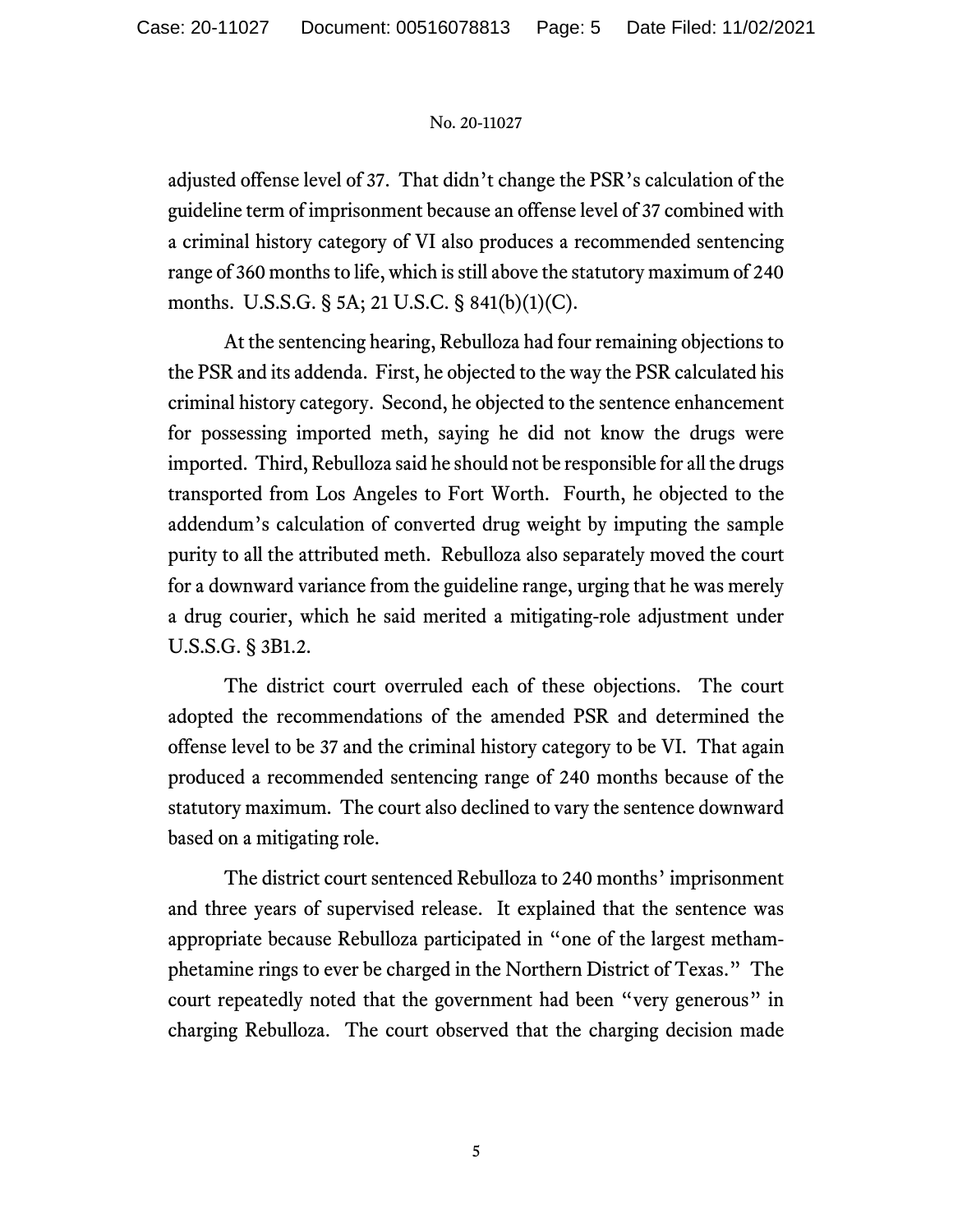adjusted offense level of 37. That didn't change the PSR's calculation of the guideline term of imprisonment because an offense level of 37 combined with a criminal history category of VI also produces a recommended sentencing range of 360 months to life, which is still above the statutory maximum of 240 months. U.S.S.G. § 5A; 21 U.S.C. § 841(b)(1)(C).

At the sentencing hearing, Rebulloza had four remaining objections to the PSR and its addenda. First, he objected to the way the PSR calculated his criminal history category. Second, he objected to the sentence enhancement for possessing imported meth, saying he did not know the drugs were imported. Third, Rebulloza said he should not be responsible for all the drugs transported from Los Angeles to Fort Worth. Fourth, he objected to the addendum's calculation of converted drug weight by imputing the sample purity to all the attributed meth. Rebulloza also separately moved the court for a downward variance from the guideline range, urging that he was merely a drug courier, which he said merited a mitigating-role adjustment under U.S.S.G. § 3B1.2.

The district court overruled each of these objections. The court adopted the recommendations of the amended PSR and determined the offense level to be 37 and the criminal history category to be VI. That again produced a recommended sentencing range of 240 months because of the statutory maximum. The court also declined to vary the sentence downward based on a mitigating role.

The district court sentenced Rebulloza to 240 months' imprisonment and three years of supervised release. It explained that the sentence was appropriate because Rebulloza participated in "one of the largest methamphetamine rings to ever be charged in the Northern District of Texas." The court repeatedly noted that the government had been "very generous" in charging Rebulloza. The court observed that the charging decision made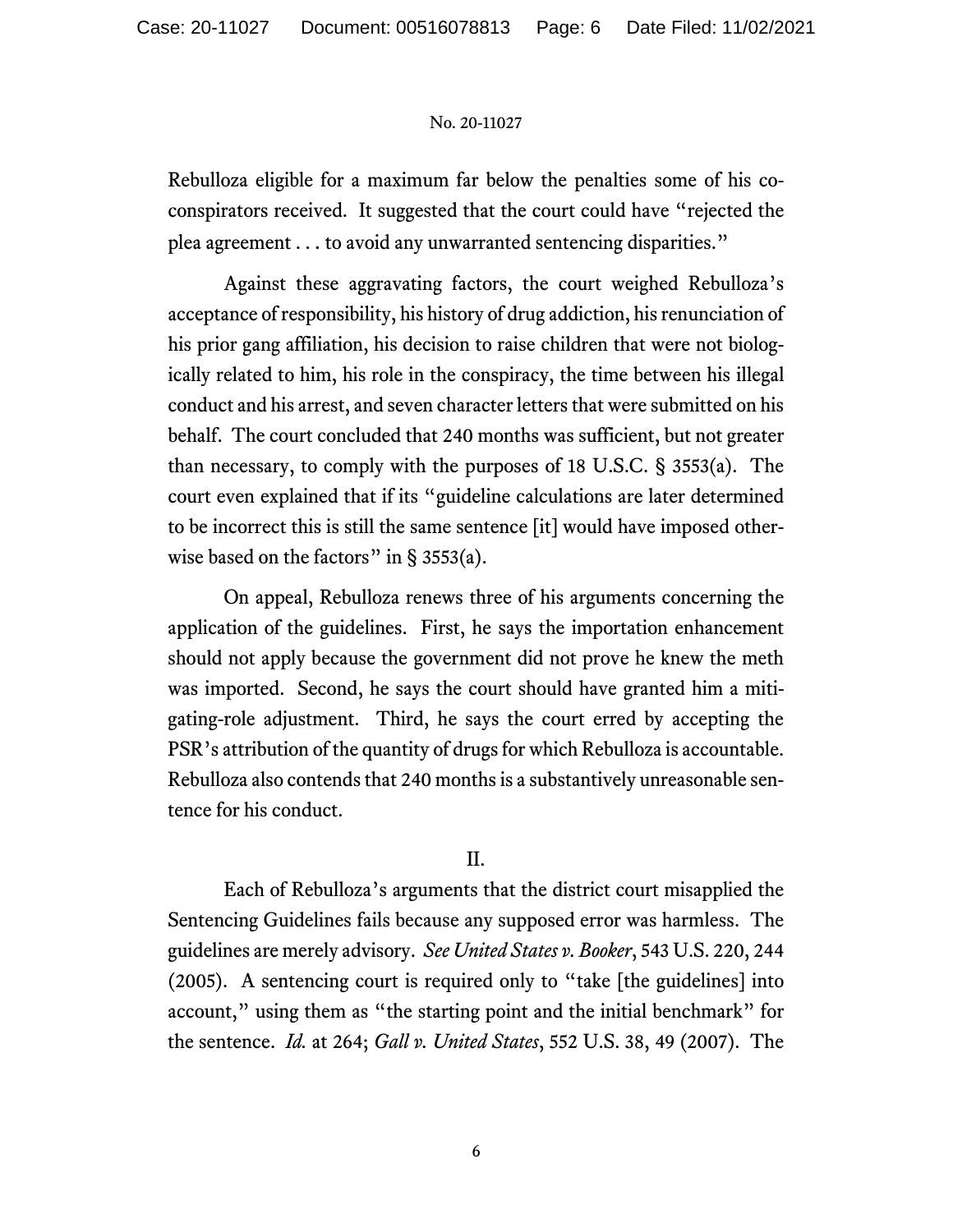Rebulloza eligible for a maximum far below the penalties some of his co-conspirators received. It suggested that the court could have "rejected the plea agreement . . . to avoid any unwarranted sentencing disparities."

Against these aggravating factors, the court weighed Rebulloza's acceptance of responsibility, his history of drug addiction, his renunciation of his prior gang affiliation, his decision to raise children that were not biologically related to him, his role in the conspiracy, the time between his illegal conduct and his arrest, and seven character letters that were submitted on his behalf. The court concluded that 240 months was sufficient, but not greater than necessary, to comply with the purposes of 18 U.S.C. § 3553(a). The court even explained that if its "guideline calculations are later determined to be incorrect this is still the same sentence [it] would have imposed otherwise based on the factors" in § 3553(a).

On appeal, Rebulloza renews three of his arguments concerning the application of the guidelines. First, he says the importation enhancement should not apply because the government did not prove he knew the meth was imported. Second, he says the court should have granted him a mitigating-role adjustment. Third, he says the court erred by accepting the PSR's attribution of the quantity of drugs for which Rebulloza is accountable. Rebulloza also contends that 240 months is a substantively unreasonable sentence for his conduct.

## II.

Each of Rebulloza's arguments that the district court misapplied the Sentencing Guidelines fails because any supposed error was harmless. The guidelines are merely advisory. *See United States v. Booker*, 543 U.S. 220, 244 (2005). A sentencing court is required only to "take [the guidelines] into account," using them as "the starting point and the initial benchmark" for the sentence. *Id.* at 264; *Gall v. United States*, 552 U.S. 38, 49 (2007). The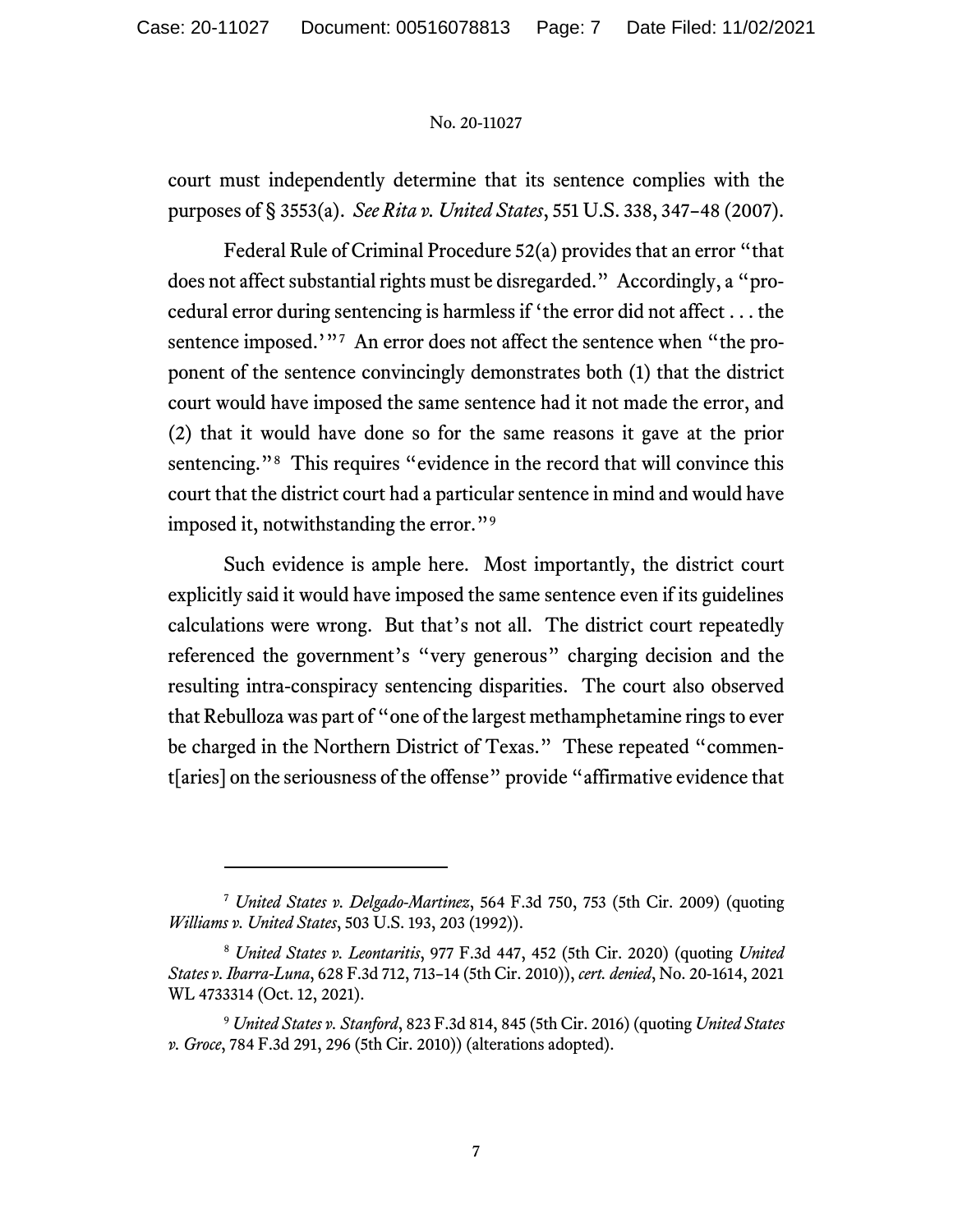court must independently determine that its sentence complies with the purposes of § 3553(a). *See Rita v. United States*, 551 U.S. 338, 347–48 (2007).

Federal Rule of Criminal Procedure 52(a) provides that an error "that does not affect substantial rights must be disregarded." Accordingly, a "procedural error during sentencing is harmless if 'the error did not affect . . . the sentence imposed.'"[7] An error does not affect the sentence when "the proponent of the sentence convincingly demonstrates both (1) that the district court would have imposed the same sentence had it not made the error, and (2) that it would have done so for the same reasons it gave at the prior sentencing."[8] This requires "evidence in the record that will convince this court that the district court had a particular sentence in mind and would have imposed it, notwithstanding the error."[9]

Such evidence is ample here. Most importantly, the district court explicitly said it would have imposed the same sentence even if its guidelines calculations were wrong. But that's not all. The district court repeatedly referenced the government's "very generous" charging decision and the resulting intra-conspiracy sentencing disparities. The court also observed that Rebulloza was part of "one of the largest methamphetamine rings to ever be charged in the Northern District of Texas." These repeated "comment[aries] on the seriousness of the offense" provide "affirmative evidence that

---

[7] *United States v. Delgado-Martinez*, 564 F.3d 750, 753 (5th Cir. 2009) (quoting *Williams v. United States*, 503 U.S. 193, 203 (1992)).

[8] *United States v. Leontaritis*, 977 F.3d 447, 452 (5th Cir. 2020) (quoting *United States v. Ibarra-Luna*, 628 F.3d 712, 713–14 (5th Cir. 2010)), *cert. denied*, No. 20-1614, 2021 WL 4733314 (Oct. 12, 2021).

[9] *United States v. Stanford*, 823 F.3d 814, 845 (5th Cir. 2016) (quoting *United States v. Groce*, 784 F.3d 291, 296 (5th Cir. 2010)) (alterations adopted).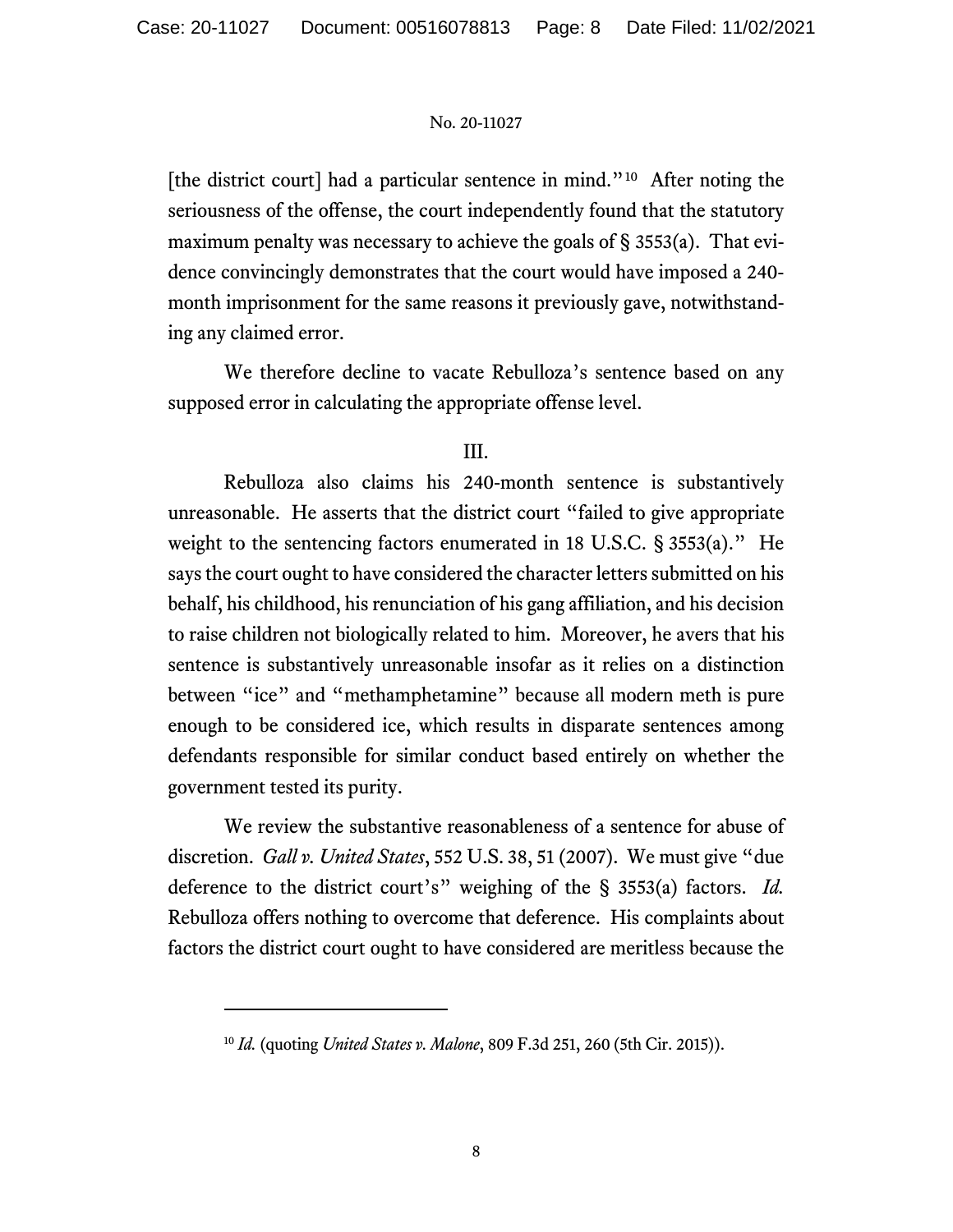[the district court] had a particular sentence in mind."[10] After noting the seriousness of the offense, the court independently found that the statutory maximum penalty was necessary to achieve the goals of § 3553(a). That evidence convincingly demonstrates that the court would have imposed a 240-month imprisonment for the same reasons it previously gave, notwithstanding any claimed error.

We therefore decline to vacate Rebulloza's sentence based on any supposed error in calculating the appropriate offense level.

## III.

Rebulloza also claims his 240-month sentence is substantively unreasonable. He asserts that the district court "failed to give appropriate weight to the sentencing factors enumerated in 18 U.S.C. § 3553(a)." He says the court ought to have considered the character letters submitted on his behalf, his childhood, his renunciation of his gang affiliation, and his decision to raise children not biologically related to him. Moreover, he avers that his sentence is substantively unreasonable insofar as it relies on a distinction between "ice" and "methamphetamine" because all modern meth is pure enough to be considered ice, which results in disparate sentences among defendants responsible for similar conduct based entirely on whether the government tested its purity.

We review the substantive reasonableness of a sentence for abuse of discretion. *Gall v. United States*, 552 U.S. 38, 51 (2007). We must give "due deference to the district court's" weighing of the § 3553(a) factors. *Id.* Rebulloza offers nothing to overcome that deference. His complaints about factors the district court ought to have considered are meritless because the

---

[10] *Id.* (quoting *United States v. Malone*, 809 F.3d 251, 260 (5th Cir. 2015)).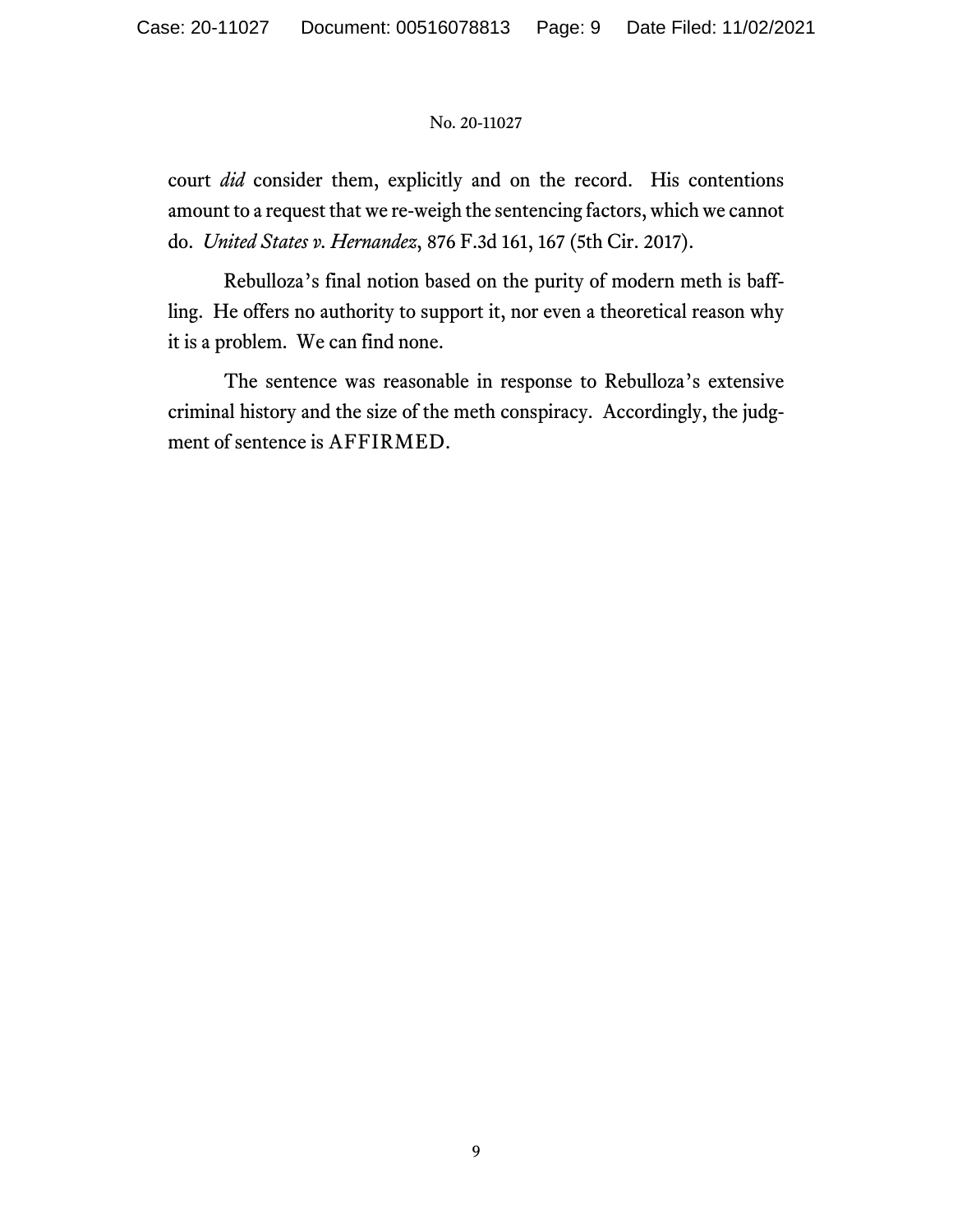court *did* consider them, explicitly and on the record. His contentions amount to a request that we re-weigh the sentencing factors, which we cannot do. *United States v. Hernandez*, 876 F.3d 161, 167 (5th Cir. 2017).

Rebulloza's final notion based on the purity of modern meth is baffling. He offers no authority to support it, nor even a theoretical reason why it is a problem. We can find none.

The sentence was reasonable in response to Rebulloza's extensive criminal history and the size of the meth conspiracy. Accordingly, the judgment of sentence is AFFIRMED.